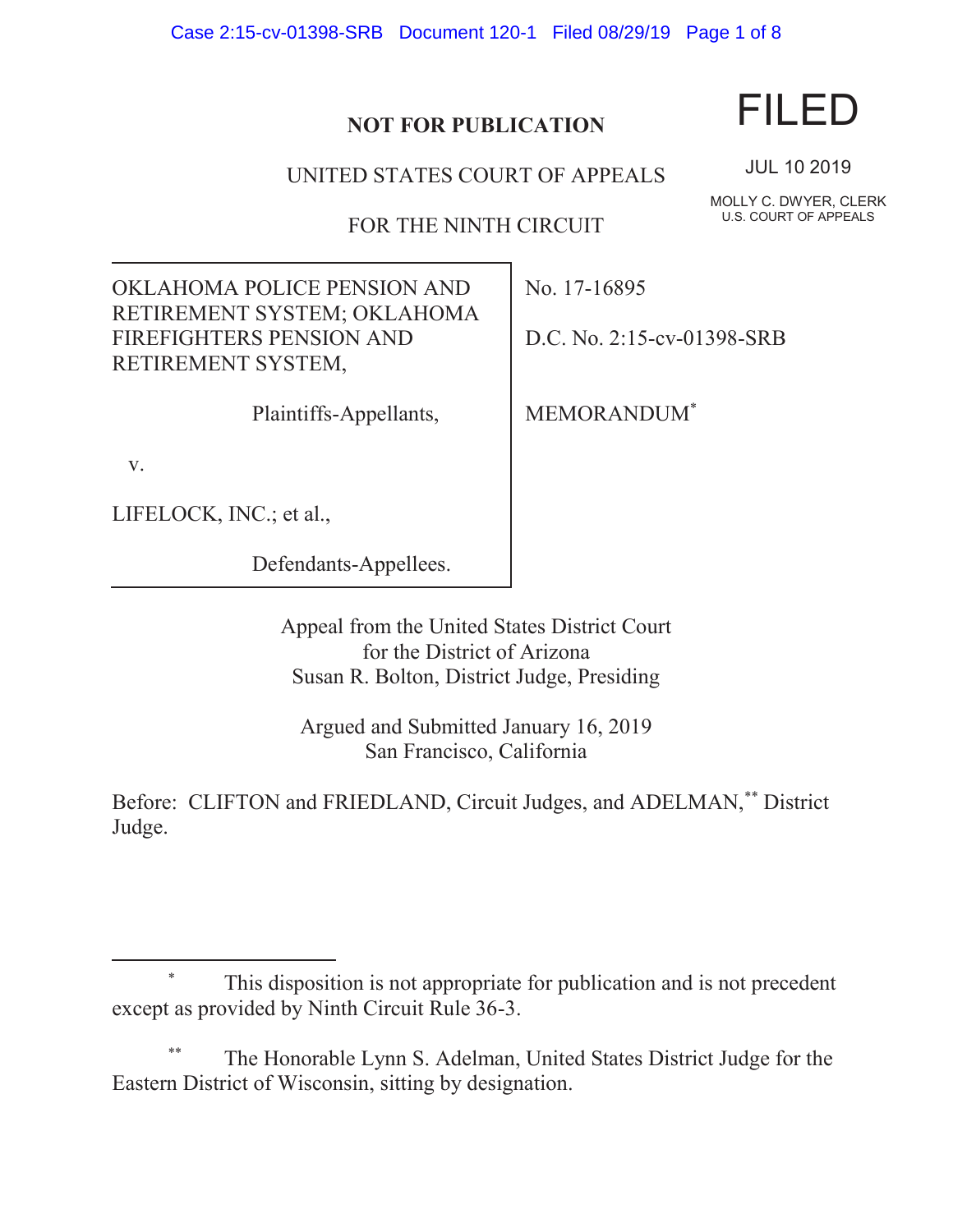**NOT FOR PUBLICATION**

UNITED STATES COURT OF APPEALS

FOR THE NINTH CIRCUIT

FILED

JUL 10 2019

MOLLY C. DWYER, CLERK
U.S. COURT OF APPEALS

OKLAHOMA POLICE PENSION AND RETIREMENT SYSTEM; OKLAHOMA FIREFIGHTERS PENSION AND RETIREMENT SYSTEM,

Plaintiffs-Appellants,

v.

LIFELOCK, INC.; et al.,

Defendants-Appellees.

No. 17-16895

D.C. No. 2:15-cv-01398-SRB

MEMORANDUM[*]

Appeal from the United States District Court
for the District of Arizona
Susan R. Bolton, District Judge, Presiding

Argued and Submitted January 16, 2019
San Francisco, California

Before: CLIFTON and FRIEDLAND, Circuit Judges, and ADELMAN,[**] District Judge.

---

[*] This disposition is not appropriate for publication and is not precedent except as provided by Ninth Circuit Rule 36-3.

[**] The Honorable Lynn S. Adelman, United States District Judge for the Eastern District of Wisconsin, sitting by designation.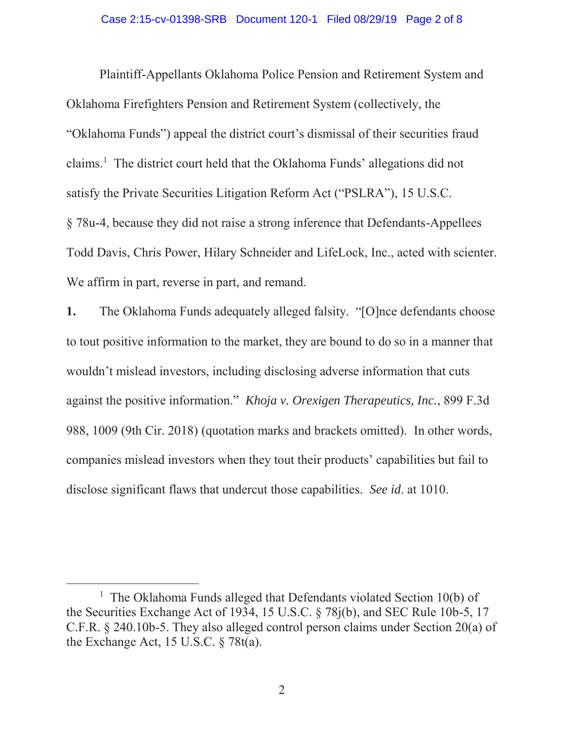Plaintiff-Appellants Oklahoma Police Pension and Retirement System and Oklahoma Firefighters Pension and Retirement System (collectively, the "Oklahoma Funds") appeal the district court's dismissal of their securities fraud claims.[1] The district court held that the Oklahoma Funds' allegations did not satisfy the Private Securities Litigation Reform Act ("PSLRA"), 15 U.S.C. § 78u-4, because they did not raise a strong inference that Defendants-Appellees Todd Davis, Chris Power, Hilary Schneider and LifeLock, Inc., acted with scienter. We affirm in part, reverse in part, and remand.

**1.** The Oklahoma Funds adequately alleged falsity. "[O]nce defendants choose to tout positive information to the market, they are bound to do so in a manner that wouldn't mislead investors, including disclosing adverse information that cuts against the positive information." *Khoja v. Orexigen Therapeutics, Inc.*, 899 F.3d 988, 1009 (9th Cir. 2018) (quotation marks and brackets omitted). In other words, companies mislead investors when they tout their products' capabilities but fail to disclose significant flaws that undercut those capabilities. *See id.* at 1010.

---

[1] The Oklahoma Funds alleged that Defendants violated Section 10(b) of the Securities Exchange Act of 1934, 15 U.S.C. § 78j(b), and SEC Rule 10b-5, 17 C.F.R. § 240.10b-5. They also alleged control person claims under Section 20(a) of the Exchange Act, 15 U.S.C. § 78t(a).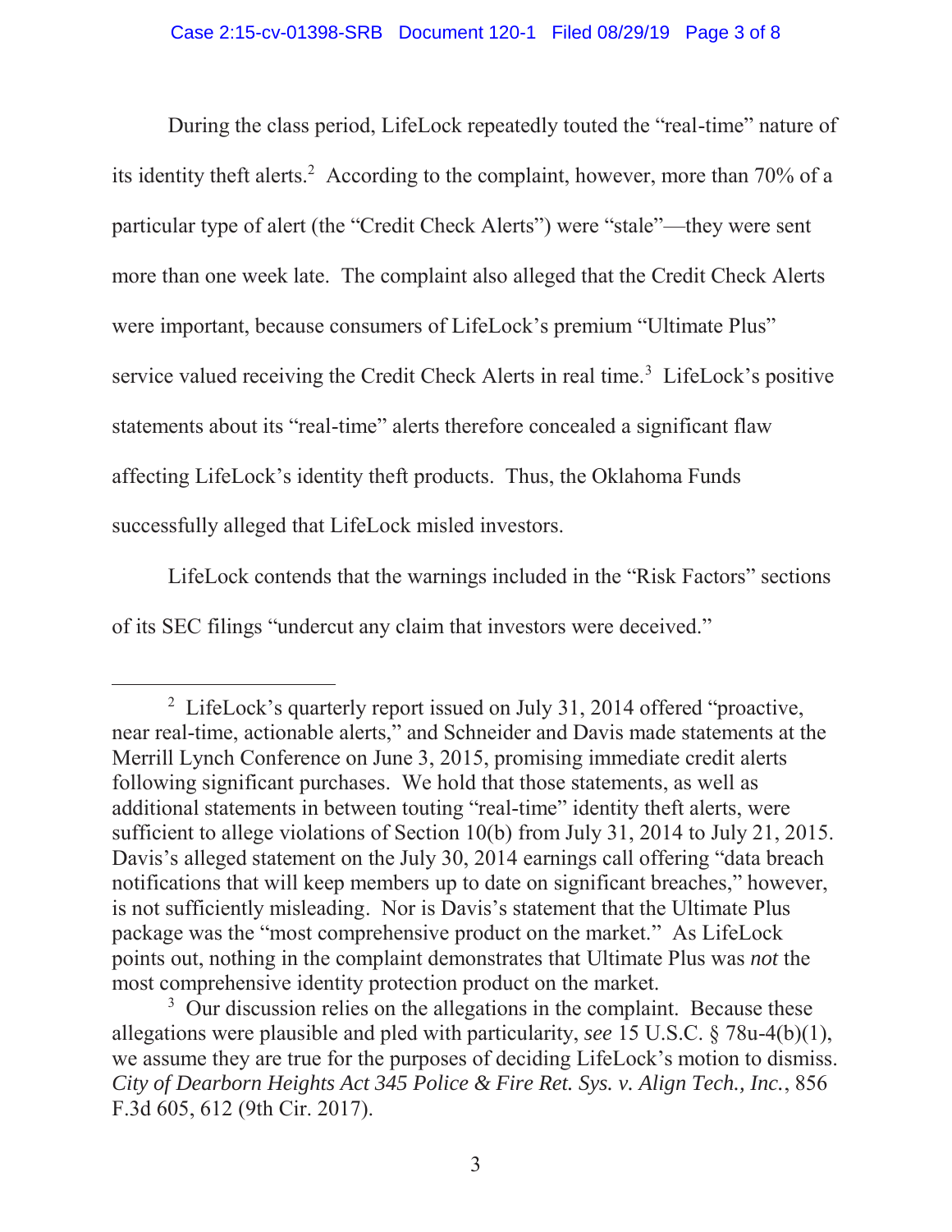During the class period, LifeLock repeatedly touted the "real-time" nature of its identity theft alerts.[2] According to the complaint, however, more than 70% of a particular type of alert (the "Credit Check Alerts") were "stale"—they were sent more than one week late. The complaint also alleged that the Credit Check Alerts were important, because consumers of LifeLock's premium "Ultimate Plus" service valued receiving the Credit Check Alerts in real time.[3] LifeLock's positive statements about its "real-time" alerts therefore concealed a significant flaw affecting LifeLock's identity theft products. Thus, the Oklahoma Funds successfully alleged that LifeLock misled investors.

LifeLock contends that the warnings included in the "Risk Factors" sections of its SEC filings "undercut any claim that investors were deceived."

---

[2] LifeLock's quarterly report issued on July 31, 2014 offered "proactive, near real-time, actionable alerts," and Schneider and Davis made statements at the Merrill Lynch Conference on June 3, 2015, promising immediate credit alerts following significant purchases. We hold that those statements, as well as additional statements in between touting "real-time" identity theft alerts, were sufficient to allege violations of Section 10(b) from July 31, 2014 to July 21, 2015. Davis's alleged statement on the July 30, 2014 earnings call offering "data breach notifications that will keep members up to date on significant breaches," however, is not sufficiently misleading. Nor is Davis's statement that the Ultimate Plus package was the "most comprehensive product on the market." As LifeLock points out, nothing in the complaint demonstrates that Ultimate Plus was *not* the most comprehensive identity protection product on the market.

[3] Our discussion relies on the allegations in the complaint. Because these allegations were plausible and pled with particularity, *see* 15 U.S.C. § 78u-4(b)(1), we assume they are true for the purposes of deciding LifeLock's motion to dismiss. *City of Dearborn Heights Act 345 Police & Fire Ret. Sys. v. Align Tech., Inc.*, 856 F.3d 605, 612 (9th Cir. 2017).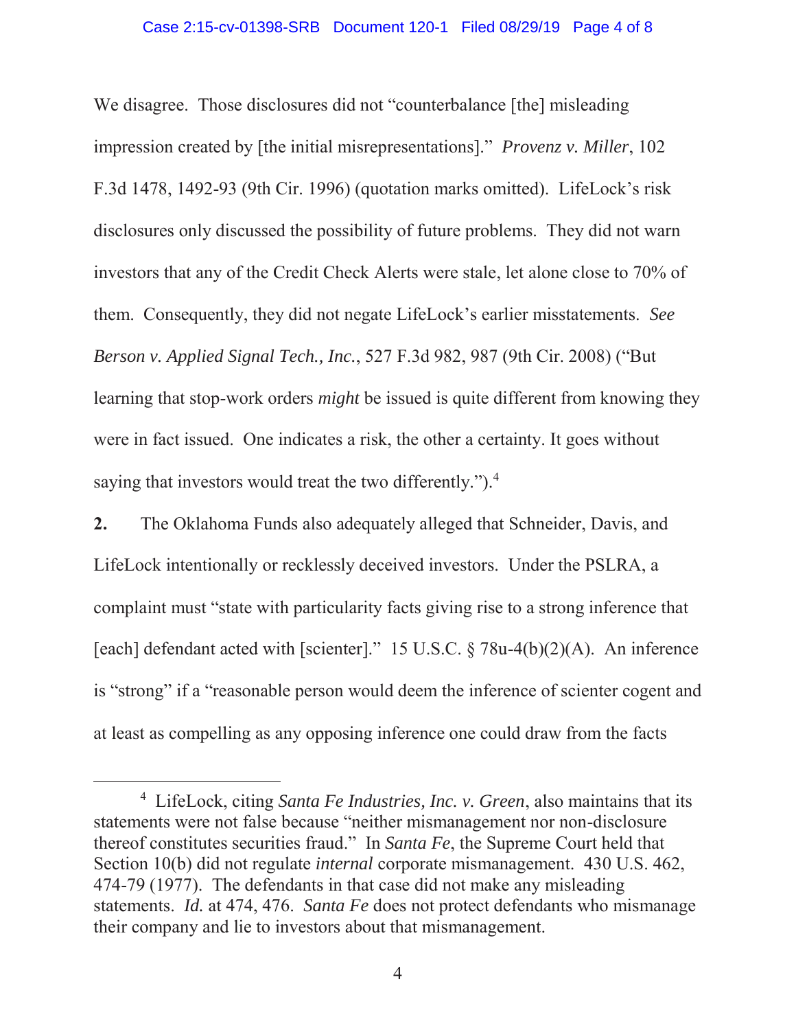We disagree. Those disclosures did not "counterbalance [the] misleading impression created by [the initial misrepresentations]." *Provenz v. Miller*, 102 F.3d 1478, 1492-93 (9th Cir. 1996) (quotation marks omitted). LifeLock's risk disclosures only discussed the possibility of future problems. They did not warn investors that any of the Credit Check Alerts were stale, let alone close to 70% of them. Consequently, they did not negate LifeLock's earlier misstatements. *See Berson v. Applied Signal Tech., Inc.*, 527 F.3d 982, 987 (9th Cir. 2008) ("But learning that stop-work orders *might* be issued is quite different from knowing they were in fact issued. One indicates a risk, the other a certainty. It goes without saying that investors would treat the two differently.").[4]

**2.** The Oklahoma Funds also adequately alleged that Schneider, Davis, and LifeLock intentionally or recklessly deceived investors. Under the PSLRA, a complaint must "state with particularity facts giving rise to a strong inference that [each] defendant acted with [scienter]." 15 U.S.C. § 78u-4(b)(2)(A). An inference is "strong" if a "reasonable person would deem the inference of scienter cogent and at least as compelling as any opposing inference one could draw from the facts

[4] LifeLock, citing *Santa Fe Industries, Inc. v. Green*, also maintains that its statements were not false because "neither mismanagement nor non-disclosure thereof constitutes securities fraud." In *Santa Fe*, the Supreme Court held that Section 10(b) did not regulate *internal* corporate mismanagement. 430 U.S. 462, 474-79 (1977). The defendants in that case did not make any misleading statements. *Id.* at 474, 476. *Santa Fe* does not protect defendants who mismanage their company and lie to investors about that mismanagement.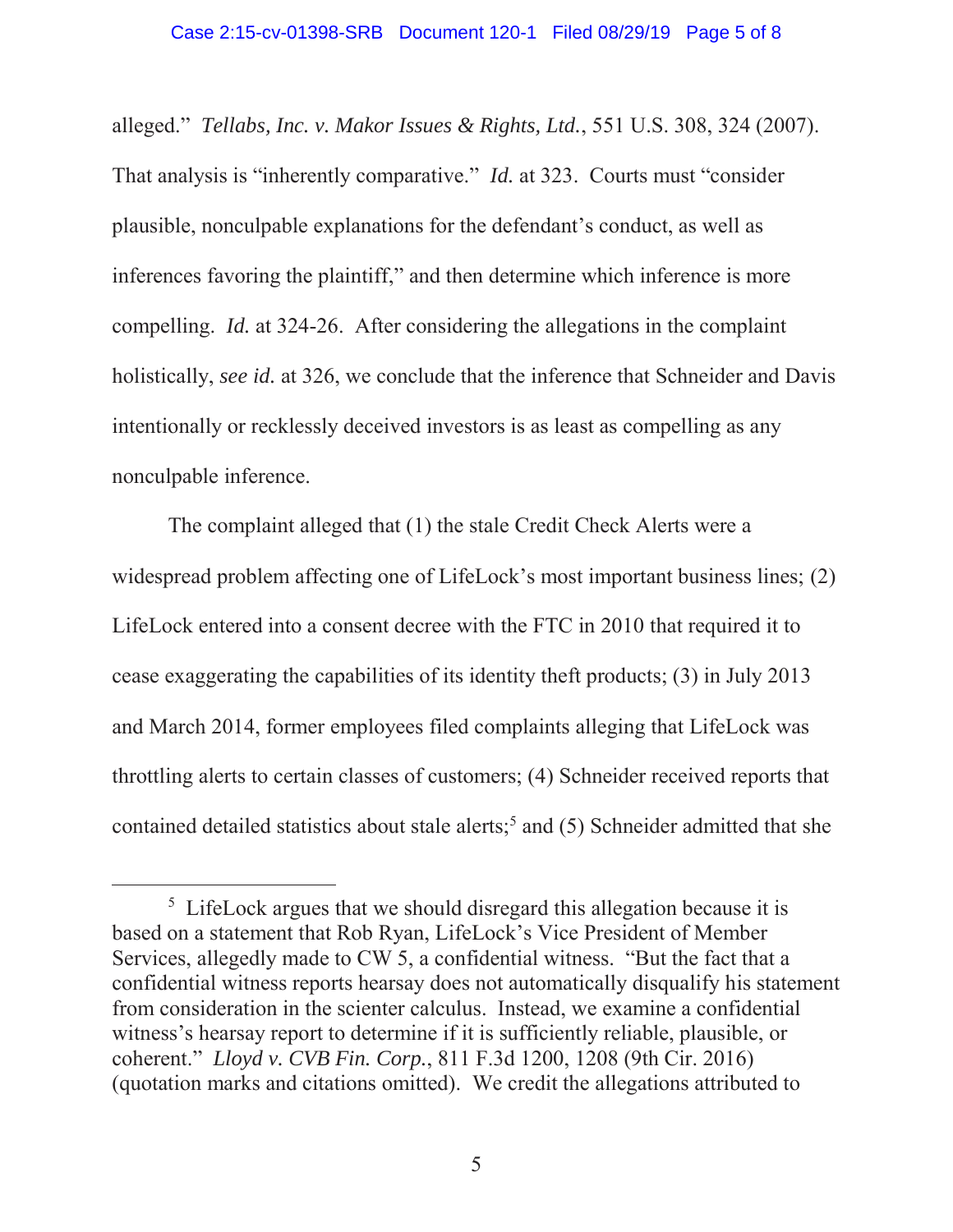alleged." *Tellabs, Inc. v. Makor Issues & Rights, Ltd.*, 551 U.S. 308, 324 (2007). That analysis is "inherently comparative." *Id.* at 323. Courts must "consider plausible, nonculpable explanations for the defendant's conduct, as well as inferences favoring the plaintiff," and then determine which inference is more compelling. *Id.* at 324-26. After considering the allegations in the complaint holistically, *see id.* at 326, we conclude that the inference that Schneider and Davis intentionally or recklessly deceived investors is as least as compelling as any nonculpable inference.

The complaint alleged that (1) the stale Credit Check Alerts were a widespread problem affecting one of LifeLock's most important business lines; (2) LifeLock entered into a consent decree with the FTC in 2010 that required it to cease exaggerating the capabilities of its identity theft products; (3) in July 2013 and March 2014, former employees filed complaints alleging that LifeLock was throttling alerts to certain classes of customers; (4) Schneider received reports that contained detailed statistics about stale alerts;[5] and (5) Schneider admitted that she

---

[5] LifeLock argues that we should disregard this allegation because it is based on a statement that Rob Ryan, LifeLock's Vice President of Member Services, allegedly made to CW 5, a confidential witness. "But the fact that a confidential witness reports hearsay does not automatically disqualify his statement from consideration in the scienter calculus. Instead, we examine a confidential witness's hearsay report to determine if it is sufficiently reliable, plausible, or coherent." *Lloyd v. CVB Fin. Corp.*, 811 F.3d 1200, 1208 (9th Cir. 2016) (quotation marks and citations omitted). We credit the allegations attributed to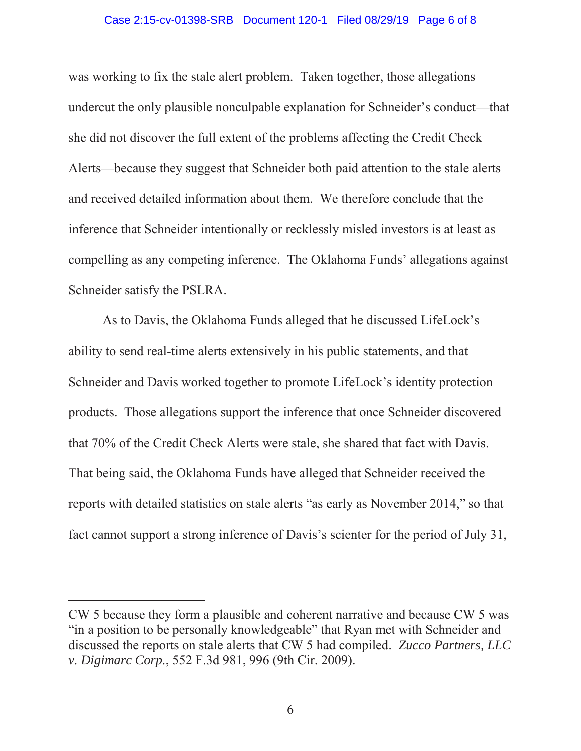was working to fix the stale alert problem. Taken together, those allegations undercut the only plausible nonculpable explanation for Schneider's conduct—that she did not discover the full extent of the problems affecting the Credit Check Alerts—because they suggest that Schneider both paid attention to the stale alerts and received detailed information about them. We therefore conclude that the inference that Schneider intentionally or recklessly misled investors is at least as compelling as any competing inference. The Oklahoma Funds' allegations against Schneider satisfy the PSLRA.

As to Davis, the Oklahoma Funds alleged that he discussed LifeLock's ability to send real-time alerts extensively in his public statements, and that Schneider and Davis worked together to promote LifeLock's identity protection products. Those allegations support the inference that once Schneider discovered that 70% of the Credit Check Alerts were stale, she shared that fact with Davis. That being said, the Oklahoma Funds have alleged that Schneider received the reports with detailed statistics on stale alerts "as early as November 2014," so that fact cannot support a strong inference of Davis's scienter for the period of July 31,

---

CW 5 because they form a plausible and coherent narrative and because CW 5 was "in a position to be personally knowledgeable" that Ryan met with Schneider and discussed the reports on stale alerts that CW 5 had compiled. *Zucco Partners, LLC v. Digimarc Corp.*, 552 F.3d 981, 996 (9th Cir. 2009).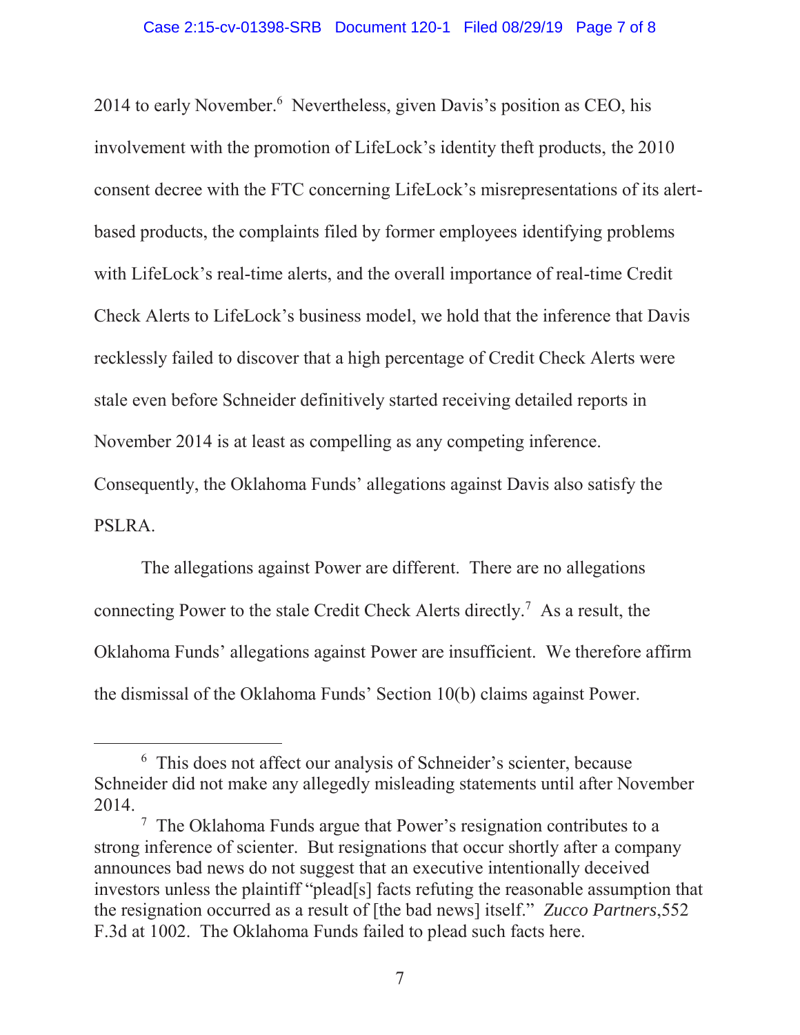2014 to early November.[6] Nevertheless, given Davis's position as CEO, his involvement with the promotion of LifeLock's identity theft products, the 2010 consent decree with the FTC concerning LifeLock's misrepresentations of its alert-based products, the complaints filed by former employees identifying problems with LifeLock's real-time alerts, and the overall importance of real-time Credit Check Alerts to LifeLock's business model, we hold that the inference that Davis recklessly failed to discover that a high percentage of Credit Check Alerts were stale even before Schneider definitively started receiving detailed reports in November 2014 is at least as compelling as any competing inference. Consequently, the Oklahoma Funds' allegations against Davis also satisfy the PSLRA.

The allegations against Power are different. There are no allegations connecting Power to the stale Credit Check Alerts directly.[7] As a result, the Oklahoma Funds' allegations against Power are insufficient. We therefore affirm the dismissal of the Oklahoma Funds' Section 10(b) claims against Power.

---

[6] This does not affect our analysis of Schneider's scienter, because Schneider did not make any allegedly misleading statements until after November 2014.

[7] The Oklahoma Funds argue that Power's resignation contributes to a strong inference of scienter. But resignations that occur shortly after a company announces bad news do not suggest that an executive intentionally deceived investors unless the plaintiff "plead[s] facts refuting the reasonable assumption that the resignation occurred as a result of [the bad news] itself." *Zucco Partners*,552 F.3d at 1002. The Oklahoma Funds failed to plead such facts here.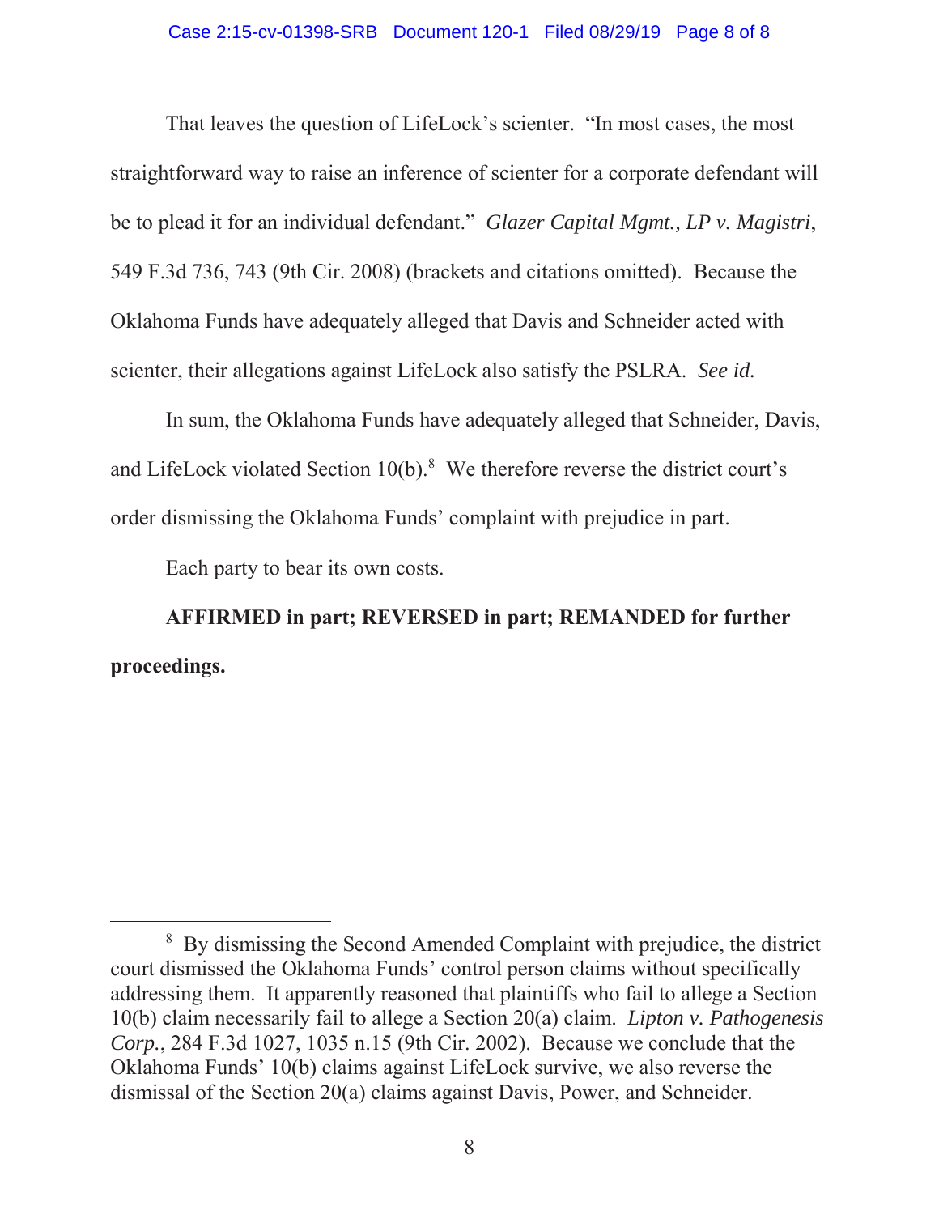That leaves the question of LifeLock's scienter. "In most cases, the most straightforward way to raise an inference of scienter for a corporate defendant will be to plead it for an individual defendant." *Glazer Capital Mgmt., LP v. Magistri*, 549 F.3d 736, 743 (9th Cir. 2008) (brackets and citations omitted). Because the Oklahoma Funds have adequately alleged that Davis and Schneider acted with scienter, their allegations against LifeLock also satisfy the PSLRA. *See id.*

In sum, the Oklahoma Funds have adequately alleged that Schneider, Davis, and LifeLock violated Section 10(b).[8] We therefore reverse the district court's order dismissing the Oklahoma Funds' complaint with prejudice in part.

Each party to bear its own costs.

**AFFIRMED in part; REVERSED in part; REMANDED for further proceedings.**

---

[8] By dismissing the Second Amended Complaint with prejudice, the district court dismissed the Oklahoma Funds' control person claims without specifically addressing them. It apparently reasoned that plaintiffs who fail to allege a Section 10(b) claim necessarily fail to allege a Section 20(a) claim. *Lipton v. Pathogenesis Corp.*, 284 F.3d 1027, 1035 n.15 (9th Cir. 2002). Because we conclude that the Oklahoma Funds' 10(b) claims against LifeLock survive, we also reverse the dismissal of the Section 20(a) claims against Davis, Power, and Schneider.